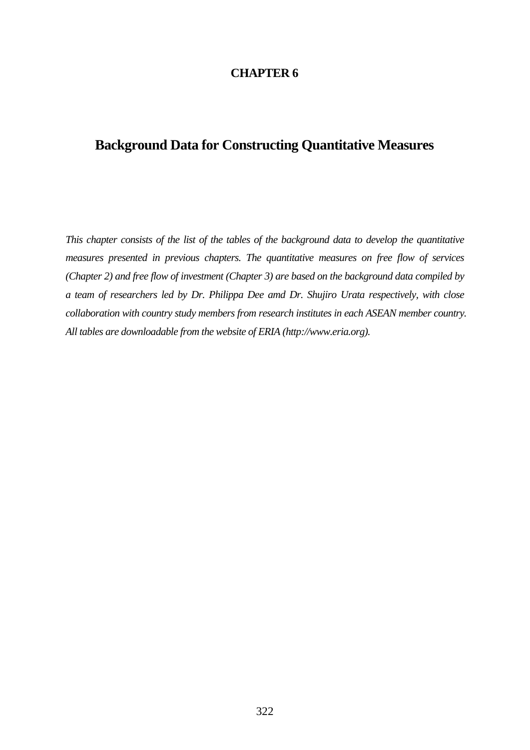# CHAPTER 6

## Background Data for Constructing Quantitative Measures

*This chapter consists of the list of the tables of the background data to develop the quantitative measures presented in previous chapters. The quantitative measures on free flow of services (Chapter 2) and free flow of investment (Chapter 3) are based on the background data compiled by a team of researchers led by Dr. Philippa Dee amd Dr. Shujiro Urata respectively, with close collaboration with country study members from research institutes in each ASEAN member country. All tables are downloadable from the website of ERIA (http://www.eria.org).*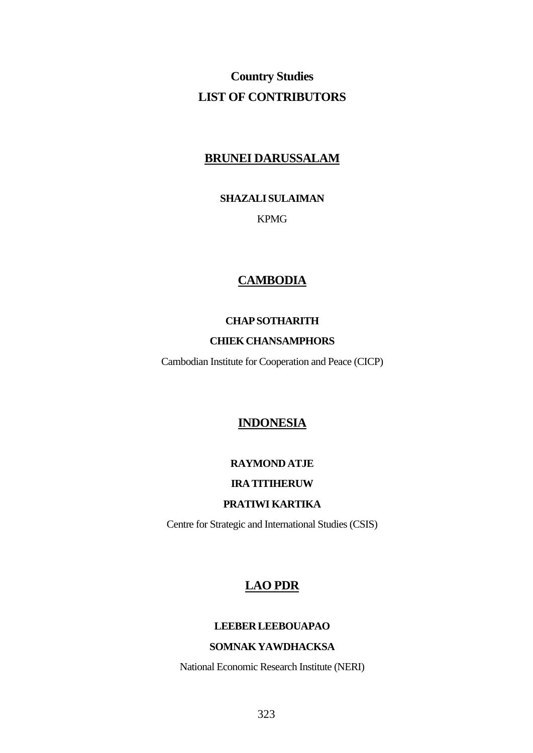# Country Studies
# LIST OF CONTRIBUTORS

## BRUNEI DARUSSALAM

**SHAZALI SULAIMAN**

KPMG

## CAMBODIA

**CHAP SOTHARITH**

**CHIEK CHANSAMPHORS**

Cambodian Institute for Cooperation and Peace (CICP)

## INDONESIA

**RAYMOND ATJE**

**IRA TITIHERUW**

**PRATIWI KARTIKA**

Centre for Strategic and International Studies (CSIS)

## LAO PDR

**LEEBER LEEBOUAPAO**

**SOMNAK YAWDHACKSA**

National Economic Research Institute (NERI)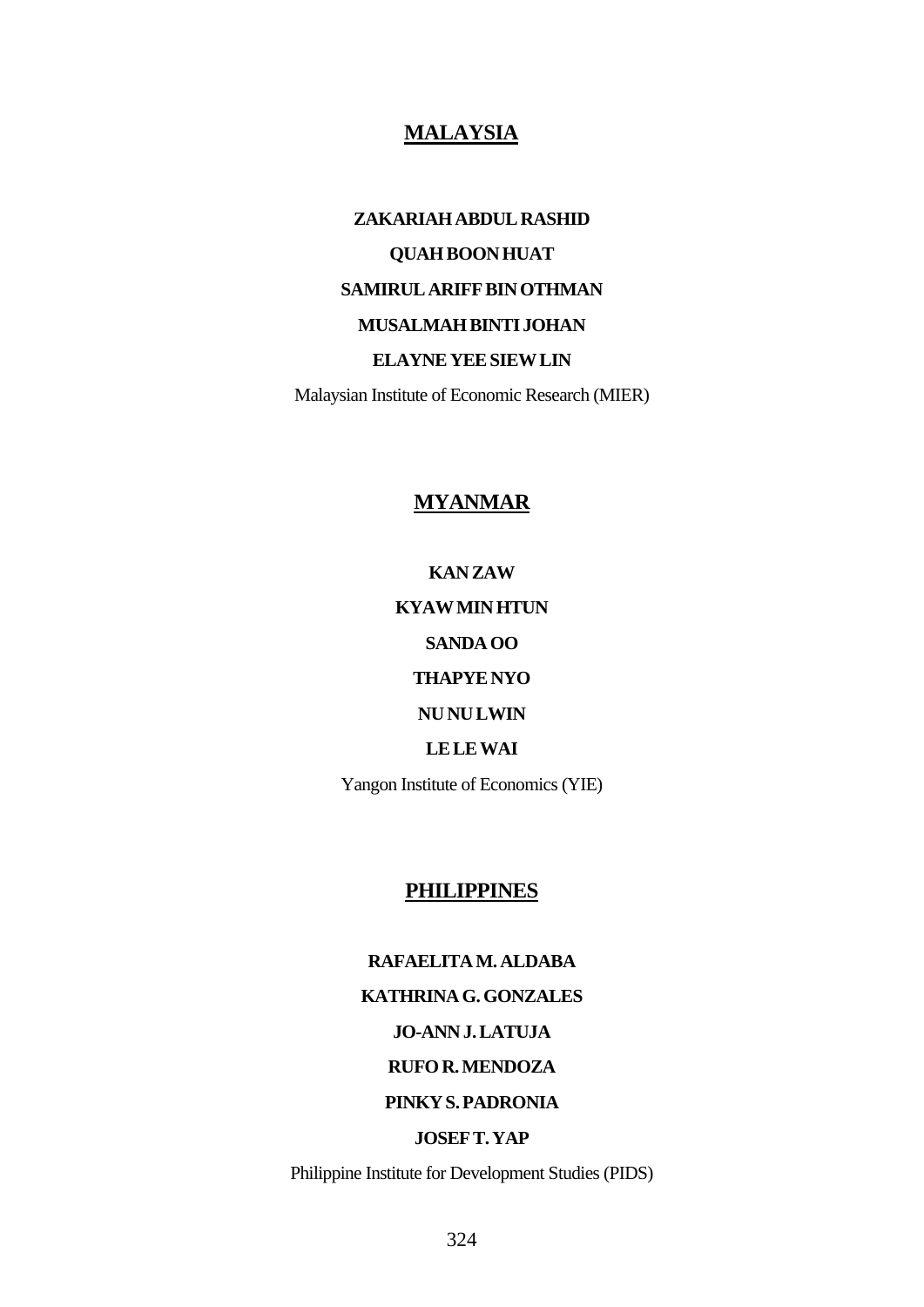## MALAYSIA

**ZAKARIAH ABDUL RASHID**

**QUAH BOON HUAT**

**SAMIRUL ARIFF BIN OTHMAN**

**MUSALMAH BINTI JOHAN**

**ELAYNE YEE SIEW LIN**

Malaysian Institute of Economic Research (MIER)

## MYANMAR

**KAN ZAW**

**KYAW MIN HTUN**

**SANDA OO**

**THAPYE NYO**

**NU NU LWIN**

**LE LE WAI**

Yangon Institute of Economics (YIE)

## PHILIPPINES

**RAFAELITA M. ALDABA**

**KATHRINA G. GONZALES**

**JO-ANN J. LATUJA**

**RUFO R. MENDOZA**

**PINKY S. PADRONIA**

**JOSEF T. YAP**

Philippine Institute for Development Studies (PIDS)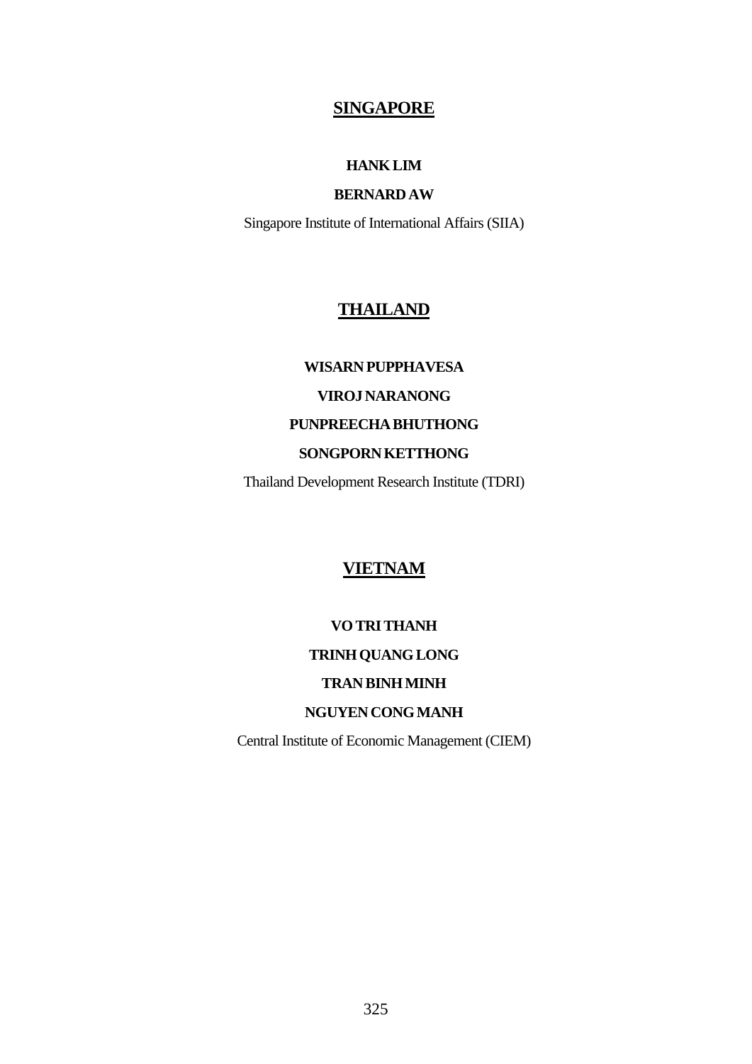## SINGAPORE

**HANK LIM**

**BERNARD AW**

Singapore Institute of International Affairs (SIIA)

## THAILAND

**WISARN PUPPHAVESA**

**VIROJ NARANONG**

**PUNPREECHA BHUTHONG**

**SONGPORN KETTHONG**

Thailand Development Research Institute (TDRI)

## VIETNAM

**VO TRI THANH**

**TRINH QUANG LONG**

**TRAN BINH MINH**

**NGUYEN CONG MANH**

Central Institute of Economic Management (CIEM)